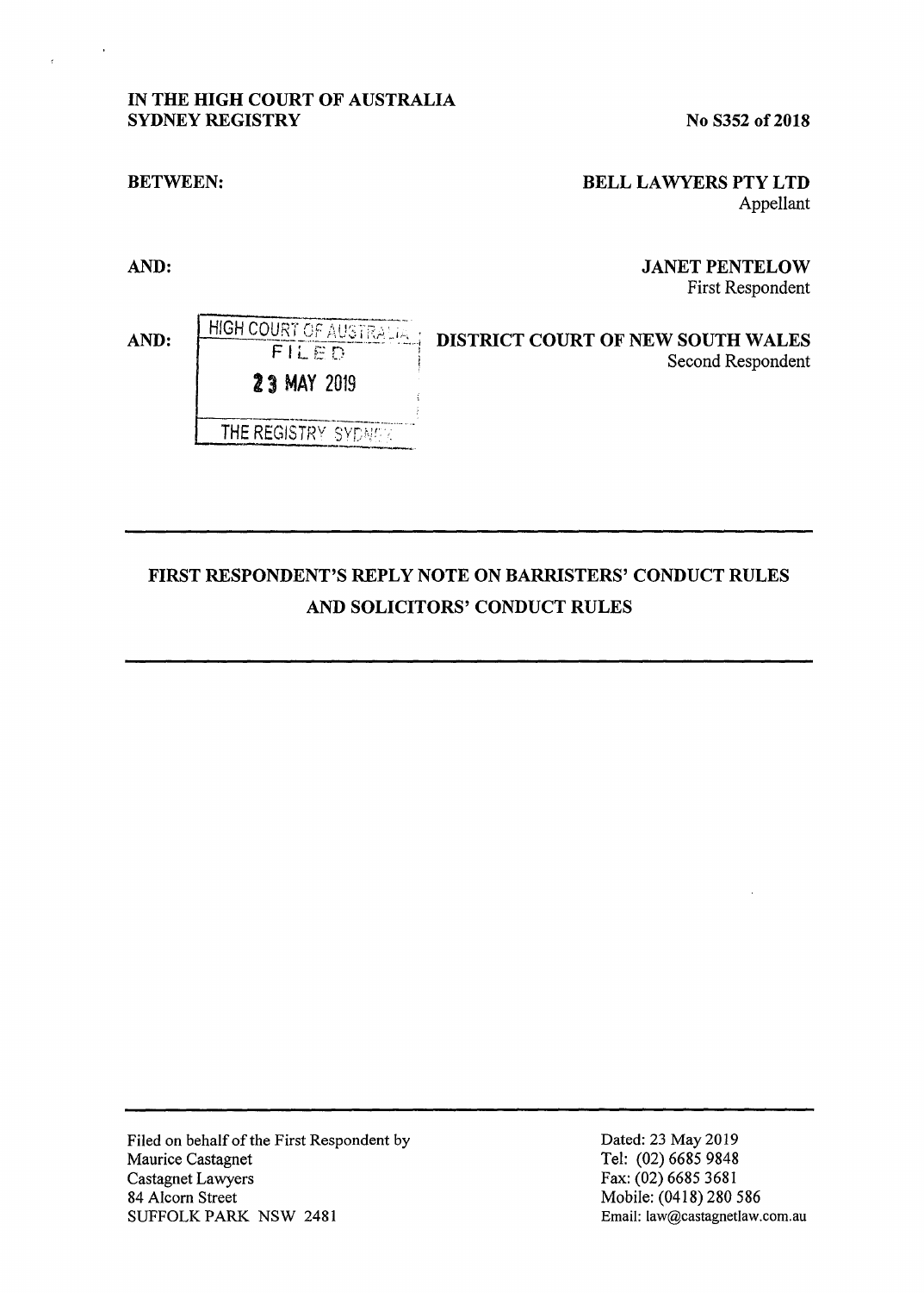**IN THE HIGH COURT OF AUSTRALIA**
**SYDNEY REGISTRY**

**No S352 of 2018**

**BETWEEN:**

**BELL LAWYERS PTY LTD**
Appellant

**AND:**

**JANET PENTELOW**
First Respondent

**AND:**

HIGH COURT OF AUSTRALIA
FILED
23 MAY 2019
THE REGISTRY SYDNEY

**DISTRICT COURT OF NEW SOUTH WALES**
Second Respondent

---

## FIRST RESPONDENT'S REPLY NOTE ON BARRISTERS' CONDUCT RULES AND SOLICITORS' CONDUCT RULES

---

Filed on behalf of the First Respondent by
Maurice Castagnet
Castagnet Lawyers
84 Alcorn Street
SUFFOLK PARK NSW 2481

Dated: 23 May 2019
Tel: (02) 6685 9848
Fax: (02) 6685 3681
Mobile: (0418) 280 586
Email: law@castagnetlaw.com.au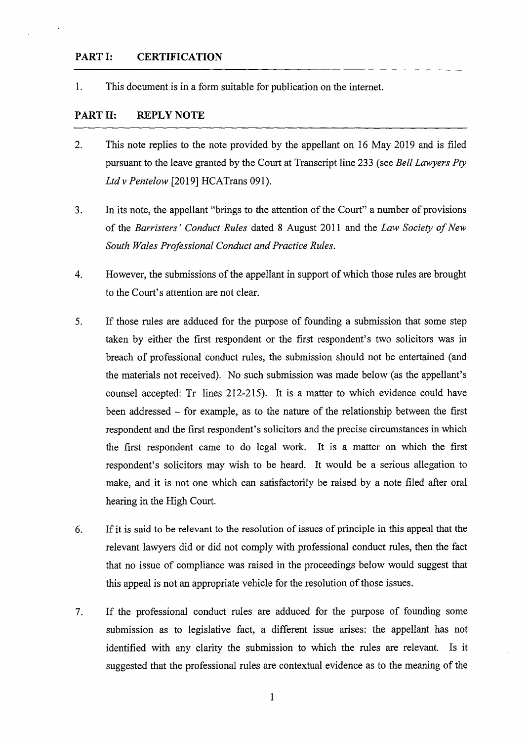## PART I: CERTIFICATION

1. This document is in a form suitable for publication on the internet.

## PART II: REPLY NOTE

2. This note replies to the note provided by the appellant on 16 May 2019 and is filed pursuant to the leave granted by the Court at Transcript line 233 (see *Bell Lawyers Pty Ltd v Pentelow* [2019] HCATrans 091).

3. In its note, the appellant "brings to the attention of the Court" a number of provisions of the *Barristers' Conduct Rules* dated 8 August 2011 and the *Law Society of New South Wales Professional Conduct and Practice Rules*.

4. However, the submissions of the appellant in support of which those rules are brought to the Court's attention are not clear.

5. If those rules are adduced for the purpose of founding a submission that some step taken by either the first respondent or the first respondent's two solicitors was in breach of professional conduct rules, the submission should not be entertained (and the materials not received). No such submission was made below (as the appellant's counsel accepted: Tr lines 212-215). It is a matter to which evidence could have been addressed – for example, as to the nature of the relationship between the first respondent and the first respondent's solicitors and the precise circumstances in which the first respondent came to do legal work. It is a matter on which the first respondent's solicitors may wish to be heard. It would be a serious allegation to make, and it is not one which can satisfactorily be raised by a note filed after oral hearing in the High Court.

6. If it is said to be relevant to the resolution of issues of principle in this appeal that the relevant lawyers did or did not comply with professional conduct rules, then the fact that no issue of compliance was raised in the proceedings below would suggest that this appeal is not an appropriate vehicle for the resolution of those issues.

7. If the professional conduct rules are adduced for the purpose of founding some submission as to legislative fact, a different issue arises: the appellant has not identified with any clarity the submission to which the rules are relevant. Is it suggested that the professional rules are contextual evidence as to the meaning of the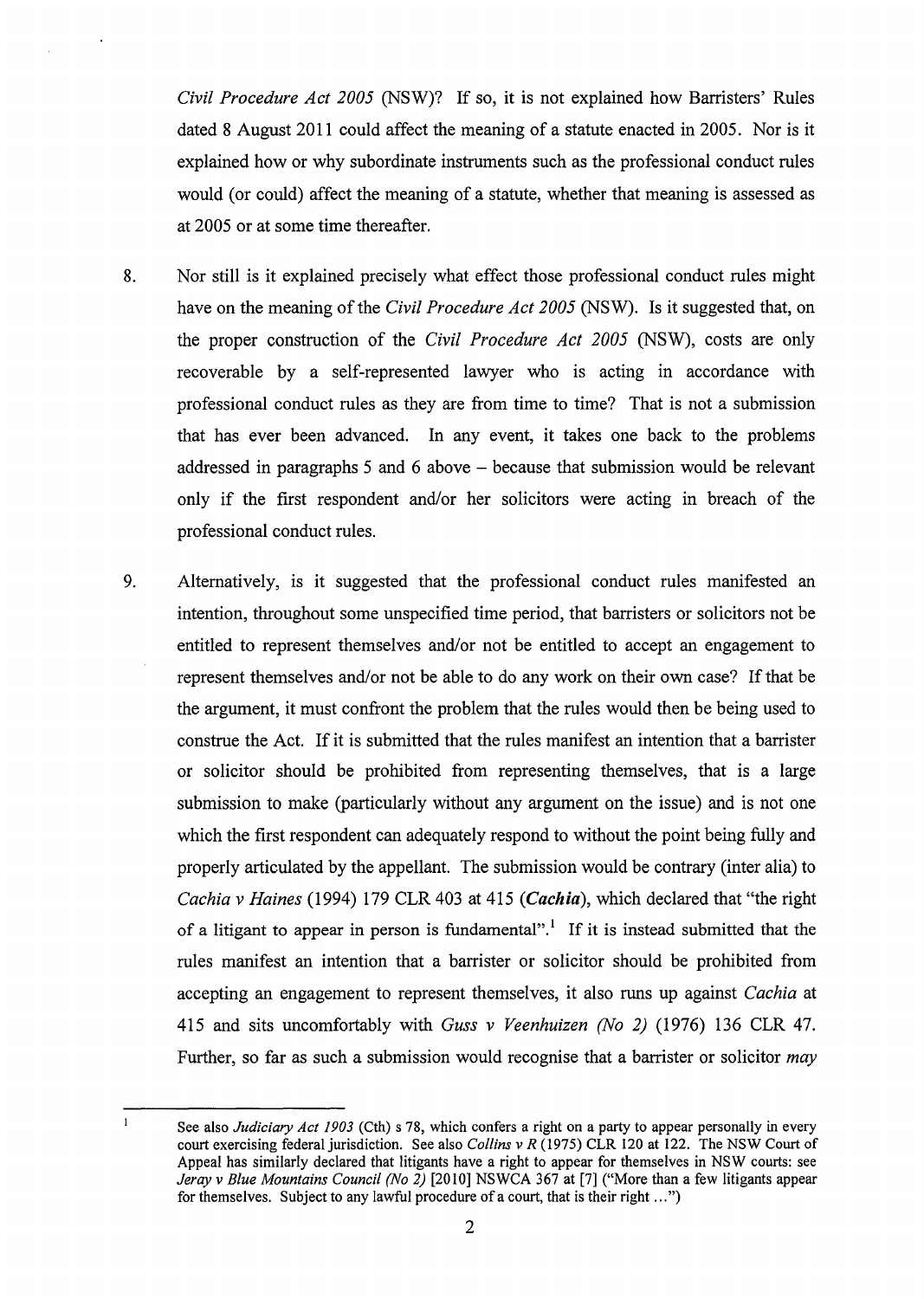*Civil Procedure Act 2005* (NSW)? If so, it is not explained how Barristers' Rules dated 8 August 2011 could affect the meaning of a statute enacted in 2005. Nor is it explained how or why subordinate instruments such as the professional conduct rules would (or could) affect the meaning of a statute, whether that meaning is assessed as at 2005 or at some time thereafter.

8. Nor still is it explained precisely what effect those professional conduct rules might have on the meaning of the *Civil Procedure Act 2005* (NSW). Is it suggested that, on the proper construction of the *Civil Procedure Act 2005* (NSW), costs are only recoverable by a self-represented lawyer who is acting in accordance with professional conduct rules as they are from time to time? That is not a submission that has ever been advanced. In any event, it takes one back to the problems addressed in paragraphs 5 and 6 above – because that submission would be relevant only if the first respondent and/or her solicitors were acting in breach of the professional conduct rules.

9. Alternatively, is it suggested that the professional conduct rules manifested an intention, throughout some unspecified time period, that barristers or solicitors not be entitled to represent themselves and/or not be entitled to accept an engagement to represent themselves and/or not be able to do any work on their own case? If that be the argument, it must confront the problem that the rules would then be being used to construe the Act. If it is submitted that the rules manifest an intention that a barrister or solicitor should be prohibited from representing themselves, that is a large submission to make (particularly without any argument on the issue) and is not one which the first respondent can adequately respond to without the point being fully and properly articulated by the appellant. The submission would be contrary (inter alia) to *Cachia v Haines* (1994) 179 CLR 403 at 415 (***Cachia***), which declared that "the right of a litigant to appear in person is fundamental".[1] If it is instead submitted that the rules manifest an intention that a barrister or solicitor should be prohibited from accepting an engagement to represent themselves, it also runs up against *Cachia* at 415 and sits uncomfortably with *Guss v Veenhuizen (No 2)* (1976) 136 CLR 47. Further, so far as such a submission would recognise that a barrister or solicitor *may*

---

[1] See also *Judiciary Act 1903* (Cth) s 78, which confers a right on a party to appear personally in every court exercising federal jurisdiction. See also *Collins v R* (1975) CLR 120 at 122. The NSW Court of Appeal has similarly declared that litigants have a right to appear for themselves in NSW courts: see *Jeray v Blue Mountains Council (No 2)* [2010] NSWCA 367 at [7] ("More than a few litigants appear for themselves. Subject to any lawful procedure of a court, that is their right …")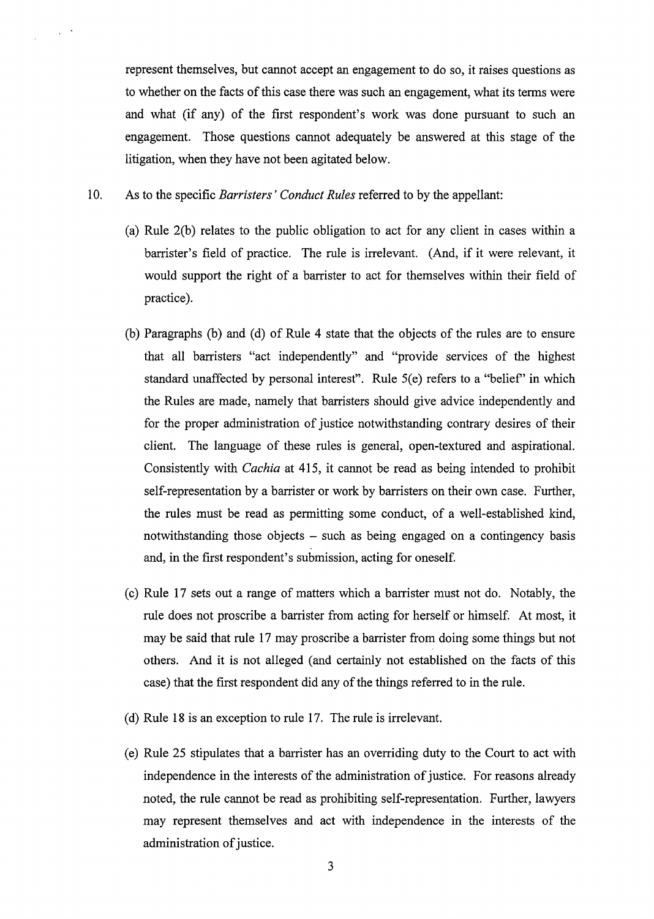represent themselves, but cannot accept an engagement to do so, it raises questions as to whether on the facts of this case there was such an engagement, what its terms were and what (if any) of the first respondent's work was done pursuant to such an engagement. Those questions cannot adequately be answered at this stage of the litigation, when they have not been agitated below.

10. As to the specific *Barristers' Conduct Rules* referred to by the appellant:

    (a) Rule 2(b) relates to the public obligation to act for any client in cases within a barrister's field of practice. The rule is irrelevant. (And, if it were relevant, it would support the right of a barrister to act for themselves within their field of practice).

    (b) Paragraphs (b) and (d) of Rule 4 state that the objects of the rules are to ensure that all barristers "act independently" and "provide services of the highest standard unaffected by personal interest". Rule 5(e) refers to a "belief" in which the Rules are made, namely that barristers should give advice independently and for the proper administration of justice notwithstanding contrary desires of their client. The language of these rules is general, open-textured and aspirational. Consistently with *Cachia* at 415, it cannot be read as being intended to prohibit self-representation by a barrister or work by barristers on their own case. Further, the rules must be read as permitting some conduct, of a well-established kind, notwithstanding those objects – such as being engaged on a contingency basis and, in the first respondent's submission, acting for oneself.

    (c) Rule 17 sets out a range of matters which a barrister must not do. Notably, the rule does not proscribe a barrister from acting for herself or himself. At most, it may be said that rule 17 may proscribe a barrister from doing some things but not others. And it is not alleged (and certainly not established on the facts of this case) that the first respondent did any of the things referred to in the rule.

    (d) Rule 18 is an exception to rule 17. The rule is irrelevant.

    (e) Rule 25 stipulates that a barrister has an overriding duty to the Court to act with independence in the interests of the administration of justice. For reasons already noted, the rule cannot be read as prohibiting self-representation. Further, lawyers may represent themselves and act with independence in the interests of the administration of justice.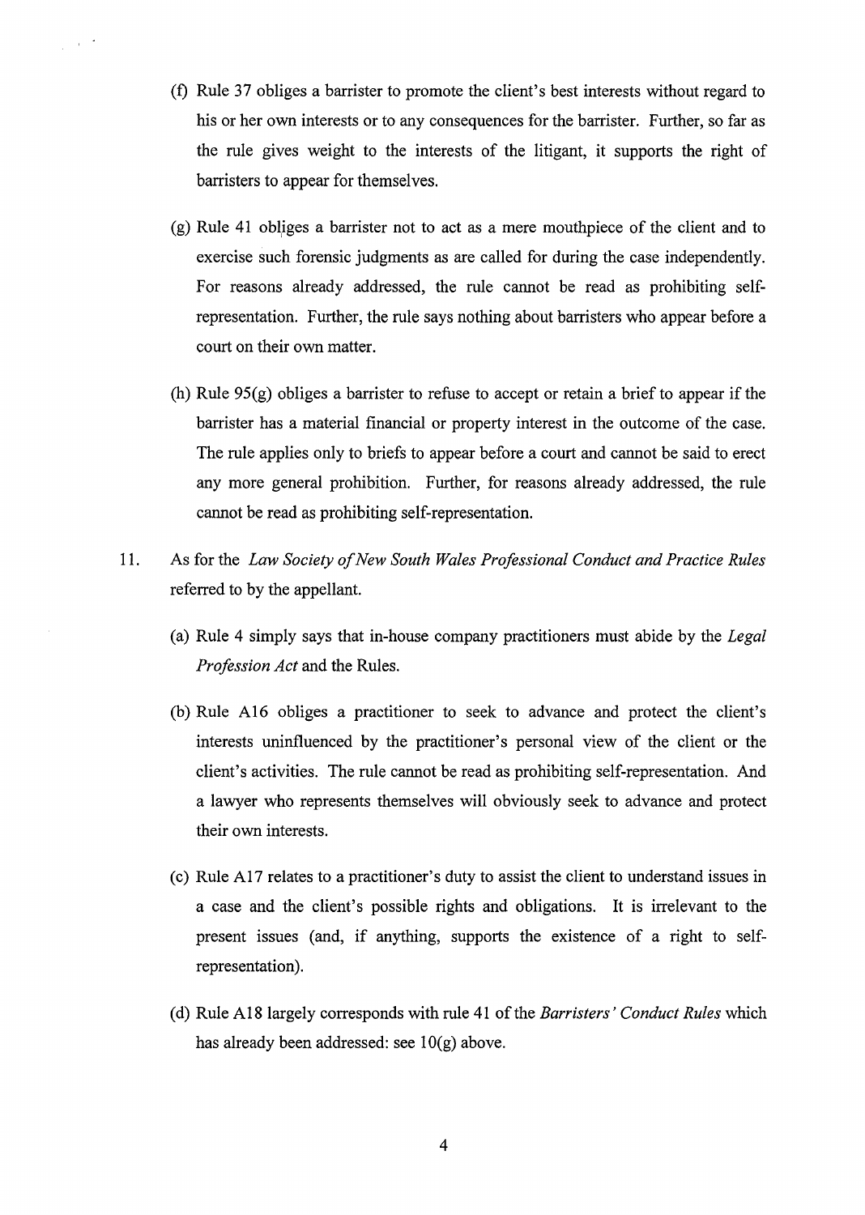(f) Rule 37 obliges a barrister to promote the client's best interests without regard to his or her own interests or to any consequences for the barrister. Further, so far as the rule gives weight to the interests of the litigant, it supports the right of barristers to appear for themselves.

(g) Rule 41 obliges a barrister not to act as a mere mouthpiece of the client and to exercise such forensic judgments as are called for during the case independently. For reasons already addressed, the rule cannot be read as prohibiting self-representation. Further, the rule says nothing about barristers who appear before a court on their own matter.

(h) Rule 95(g) obliges a barrister to refuse to accept or retain a brief to appear if the barrister has a material financial or property interest in the outcome of the case. The rule applies only to briefs to appear before a court and cannot be said to erect any more general prohibition. Further, for reasons already addressed, the rule cannot be read as prohibiting self-representation.

11. As for the *Law Society of New South Wales Professional Conduct and Practice Rules* referred to by the appellant.

(a) Rule 4 simply says that in-house company practitioners must abide by the *Legal Profession Act* and the Rules.

(b) Rule A16 obliges a practitioner to seek to advance and protect the client's interests uninfluenced by the practitioner's personal view of the client or the client's activities. The rule cannot be read as prohibiting self-representation. And a lawyer who represents themselves will obviously seek to advance and protect their own interests.

(c) Rule A17 relates to a practitioner's duty to assist the client to understand issues in a case and the client's possible rights and obligations. It is irrelevant to the present issues (and, if anything, supports the existence of a right to self-representation).

(d) Rule A18 largely corresponds with rule 41 of the *Barristers' Conduct Rules* which has already been addressed: see 10(g) above.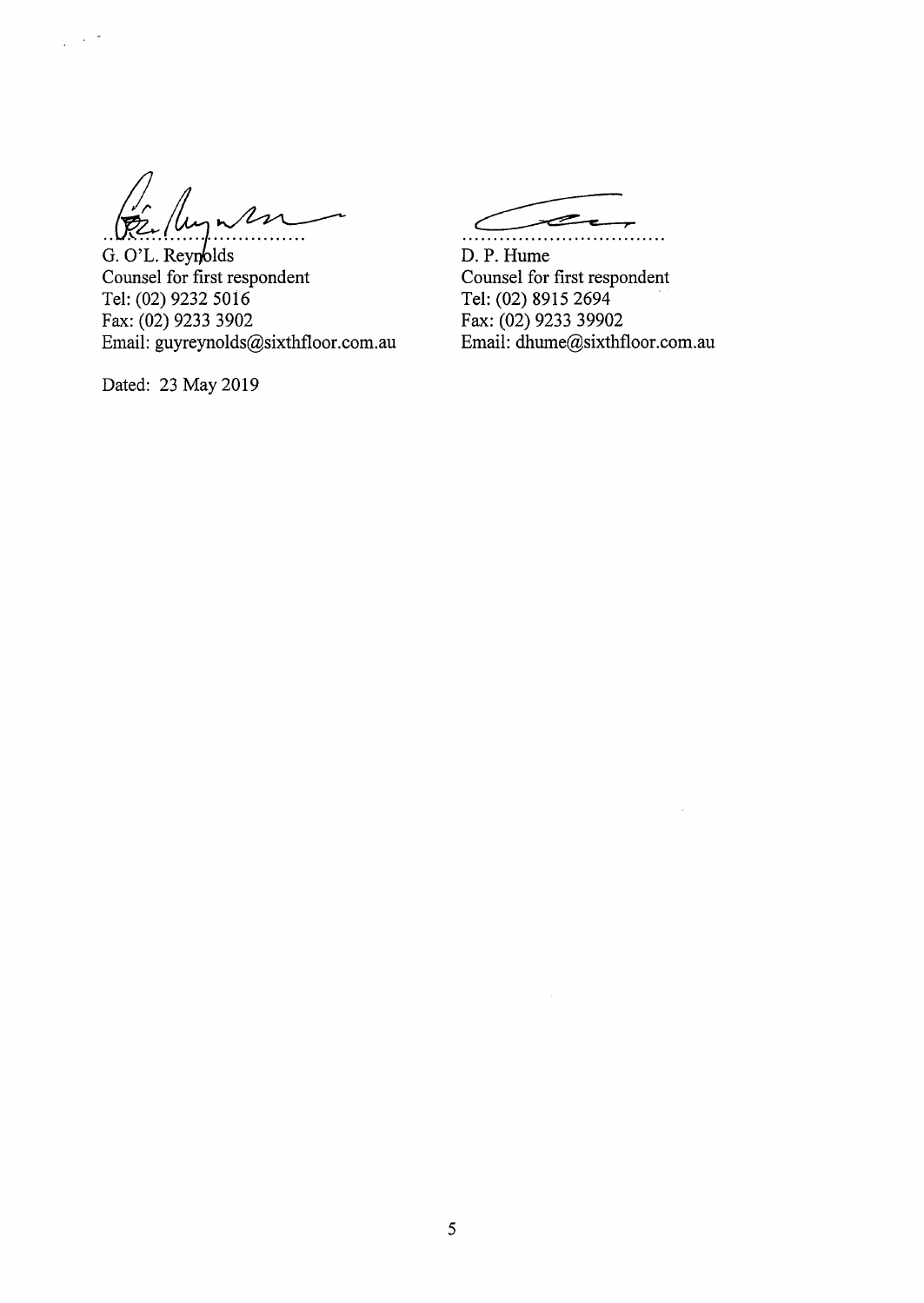G. O'L. Reynolds
Counsel for first respondent
Tel: (02) 9232 5016
Fax: (02) 9233 3902
Email: guyreynolds@sixthfloor.com.au

D. P. Hume
Counsel for first respondent
Tel: (02) 8915 2694
Fax: (02) 9233 39902
Email: dhume@sixthfloor.com.au

Dated: 23 May 2019